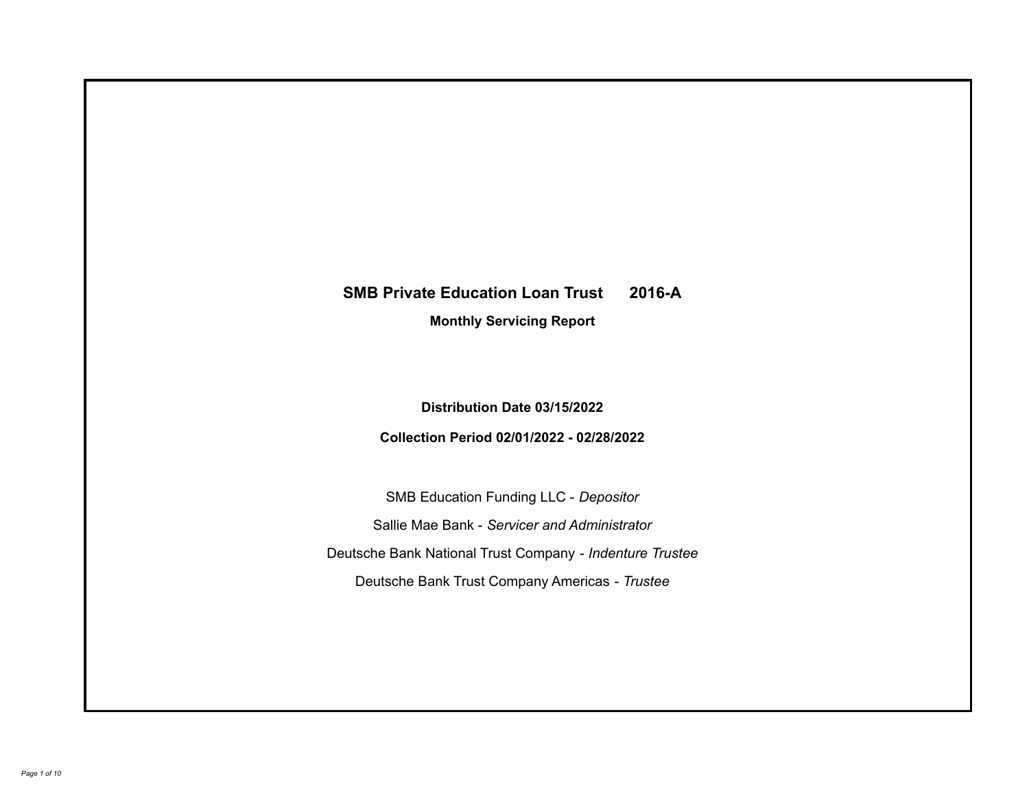# SMB Private Education Loan Trust 2016-A

## Monthly Servicing Report

**Distribution Date 03/15/2022**

**Collection Period 02/01/2022 - 02/28/2022**

SMB Education Funding LLC - *Depositor*

Sallie Mae Bank - *Servicer and Administrator*

Deutsche Bank National Trust Company - *Indenture Trustee*

Deutsche Bank Trust Company Americas - *Trustee*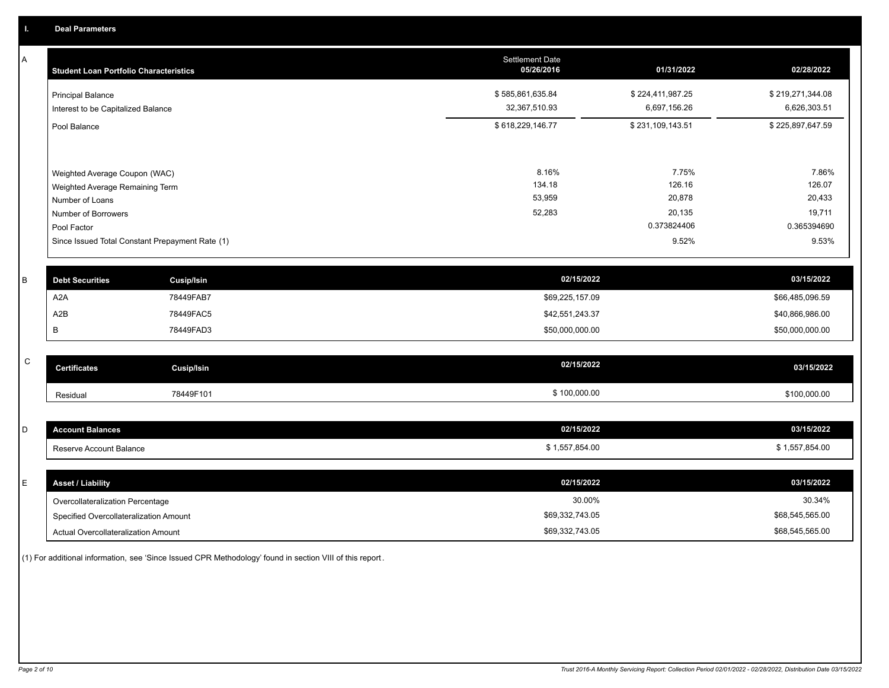## I. Deal Parameters

### A

| Student Loan Portfolio Characteristics | Settlement Date 05/26/2016 | 01/31/2022 | 02/28/2022 |
|---|---|---|---|
| Principal Balance | $ 585,861,635.84 | $ 224,411,987.25 | $ 219,271,344.08 |
| Interest to be Capitalized Balance | 32,367,510.93 | 6,697,156.26 | 6,626,303.51 |
| Pool Balance | $ 618,229,146.77 | $ 231,109,143.51 | $ 225,897,647.59 |
| Weighted Average Coupon (WAC) | 8.16% | 7.75% | 7.86% |
| Weighted Average Remaining Term | 134.18 | 126.16 | 126.07 |
| Number of Loans | 53,959 | 20,878 | 20,433 |
| Number of Borrowers | 52,283 | 20,135 | 19,711 |
| Pool Factor | | 0.373824406 | 0.365394690 |
| Since Issued Total Constant Prepayment Rate (1) | | 9.52% | 9.53% |

### B

| Debt Securities | Cusip/Isin | 02/15/2022 | 03/15/2022 |
|---|---|---|---|
| A2A | 78449FAB7 | $69,225,157.09 | $66,485,096.59 |
| A2B | 78449FAC5 | $42,551,243.37 | $40,866,986.00 |
| B | 78449FAD3 | $50,000,000.00 | $50,000,000.00 |

### C

| Certificates | Cusip/Isin | 02/15/2022 | 03/15/2022 |
|---|---|---|---|
| Residual | 78449F101 | $ 100,000.00 | $100,000.00 |

### D

| Account Balances | 02/15/2022 | 03/15/2022 |
|---|---|---|
| Reserve Account Balance | $ 1,557,854.00 | $ 1,557,854.00 |

### E

| Asset / Liability | 02/15/2022 | 03/15/2022 |
|---|---|---|
| Overcollateralization Percentage | 30.00% | 30.34% |
| Specified Overcollateralization Amount | $69,332,743.05 | $68,545,565.00 |
| Actual Overcollateralization Amount | $69,332,743.05 | $68,545,565.00 |

(1) For additional information, see 'Since Issued CPR Methodology' found in section VIII of this report.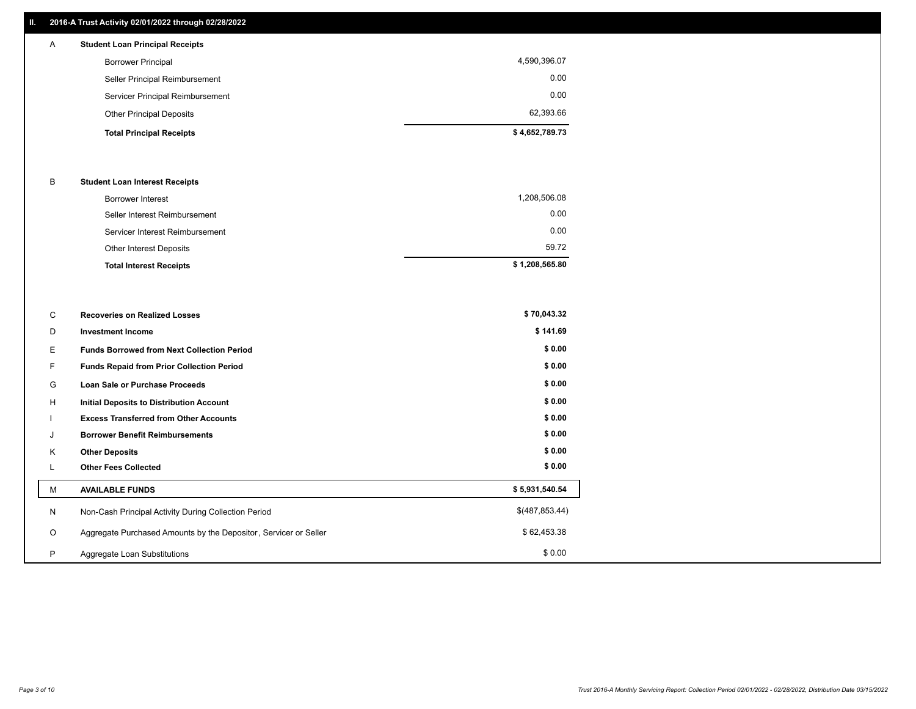## II. 2016-A Trust Activity 02/01/2022 through 02/28/2022

| | | |
|---|---|---|
| A | **Student Loan Principal Receipts** | |
| | Borrower Principal | 4,590,396.07 |
| | Seller Principal Reimbursement | 0.00 |
| | Servicer Principal Reimbursement | 0.00 |
| | Other Principal Deposits | 62,393.66 |
| | **Total Principal Receipts** | **$ 4,652,789.73** |
| B | **Student Loan Interest Receipts** | |
| | Borrower Interest | 1,208,506.08 |
| | Seller Interest Reimbursement | 0.00 |
| | Servicer Interest Reimbursement | 0.00 |
| | Other Interest Deposits | 59.72 |
| | **Total Interest Receipts** | **$ 1,208,565.80** |
| C | **Recoveries on Realized Losses** | **$ 70,043.32** |
| D | **Investment Income** | **$ 141.69** |
| E | **Funds Borrowed from Next Collection Period** | **$ 0.00** |
| F | **Funds Repaid from Prior Collection Period** | **$ 0.00** |
| G | **Loan Sale or Purchase Proceeds** | **$ 0.00** |
| H | **Initial Deposits to Distribution Account** | **$ 0.00** |
| I | **Excess Transferred from Other Accounts** | **$ 0.00** |
| J | **Borrower Benefit Reimbursements** | **$ 0.00** |
| K | **Other Deposits** | **$ 0.00** |
| L | **Other Fees Collected** | **$ 0.00** |
| M | **AVAILABLE FUNDS** | **$ 5,931,540.54** |
| N | Non-Cash Principal Activity During Collection Period | $(487,853.44) |
| O | Aggregate Purchased Amounts by the Depositor, Servicer or Seller | $ 62,453.38 |
| P | Aggregate Loan Substitutions | $ 0.00 |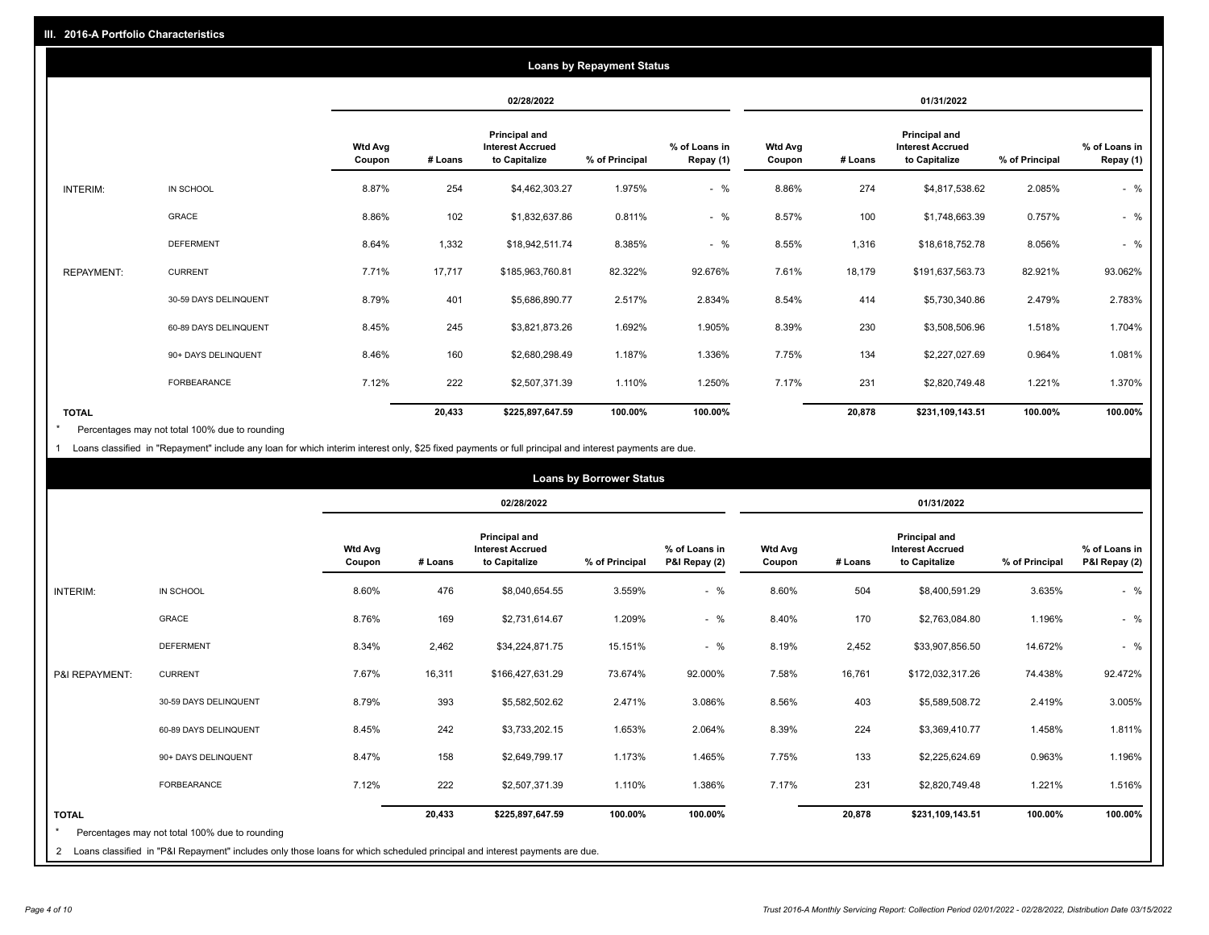## III. 2016-A Portfolio Characteristics

### Loans by Repayment Status

| | | 02/28/2022 | | | | | 01/31/2022 | | | | |
|---|---|---|---|---|---|---|---|---|---|---|---|
| | | Wtd Avg Coupon | # Loans | Principal and Interest Accrued to Capitalize | % of Principal | % of Loans in Repay (1) | Wtd Avg Coupon | # Loans | Principal and Interest Accrued to Capitalize | % of Principal | % of Loans in Repay (1) |
| INTERIM: | IN SCHOOL | 8.87% | 254 | $4,462,303.27 | 1.975% | - % | 8.86% | 274 | $4,817,538.62 | 2.085% | - % |
| | GRACE | 8.86% | 102 | $1,832,637.86 | 0.811% | - % | 8.57% | 100 | $1,748,663.39 | 0.757% | - % |
| | DEFERMENT | 8.64% | 1,332 | $18,942,511.74 | 8.385% | - % | 8.55% | 1,316 | $18,618,752.78 | 8.056% | - % |
| REPAYMENT: | CURRENT | 7.71% | 17,717 | $185,963,760.81 | 82.322% | 92.676% | 7.61% | 18,179 | $191,637,563.73 | 82.921% | 93.062% |
| | 30-59 DAYS DELINQUENT | 8.79% | 401 | $5,686,890.77 | 2.517% | 2.834% | 8.54% | 414 | $5,730,340.86 | 2.479% | 2.783% |
| | 60-89 DAYS DELINQUENT | 8.45% | 245 | $3,821,873.26 | 1.692% | 1.905% | 8.39% | 230 | $3,508,506.96 | 1.518% | 1.704% |
| | 90+ DAYS DELINQUENT | 8.46% | 160 | $2,680,298.49 | 1.187% | 1.336% | 7.75% | 134 | $2,227,027.69 | 0.964% | 1.081% |
| | FORBEARANCE | 7.12% | 222 | $2,507,371.39 | 1.110% | 1.250% | 7.17% | 231 | $2,820,749.48 | 1.221% | 1.370% |
| **TOTAL** | | | **20,433** | **$225,897,647.59** | **100.00%** | **100.00%** | | **20,878** | **$231,109,143.51** | **100.00%** | **100.00%** |

\* Percentages may not total 100% due to rounding

1 Loans classified in "Repayment" include any loan for which interim interest only, $25 fixed payments or full principal and interest payments are due.

### Loans by Borrower Status

| | | 02/28/2022 | | | | | 01/31/2022 | | | | |
|---|---|---|---|---|---|---|---|---|---|---|---|
| | | Wtd Avg Coupon | # Loans | Principal and Interest Accrued to Capitalize | % of Principal | % of Loans in P&I Repay (2) | Wtd Avg Coupon | # Loans | Principal and Interest Accrued to Capitalize | % of Principal | % of Loans in P&I Repay (2) |
| INTERIM: | IN SCHOOL | 8.60% | 476 | $8,040,654.55 | 3.559% | - % | 8.60% | 504 | $8,400,591.29 | 3.635% | - % |
| | GRACE | 8.76% | 169 | $2,731,614.67 | 1.209% | - % | 8.40% | 170 | $2,763,084.80 | 1.196% | - % |
| | DEFERMENT | 8.34% | 2,462 | $34,224,871.75 | 15.151% | - % | 8.19% | 2,452 | $33,907,856.50 | 14.672% | - % |
| P&I REPAYMENT: | CURRENT | 7.67% | 16,311 | $166,427,631.29 | 73.674% | 92.000% | 7.58% | 16,761 | $172,032,317.26 | 74.438% | 92.472% |
| | 30-59 DAYS DELINQUENT | 8.79% | 393 | $5,582,502.62 | 2.471% | 3.086% | 8.56% | 403 | $5,589,508.72 | 2.419% | 3.005% |
| | 60-89 DAYS DELINQUENT | 8.45% | 242 | $3,733,202.15 | 1.653% | 2.064% | 8.39% | 224 | $3,369,410.77 | 1.458% | 1.811% |
| | 90+ DAYS DELINQUENT | 8.47% | 158 | $2,649,799.17 | 1.173% | 1.465% | 7.75% | 133 | $2,225,624.69 | 0.963% | 1.196% |
| | FORBEARANCE | 7.12% | 222 | $2,507,371.39 | 1.110% | 1.386% | 7.17% | 231 | $2,820,749.48 | 1.221% | 1.516% |
| **TOTAL** | | | **20,433** | **$225,897,647.59** | **100.00%** | **100.00%** | | **20,878** | **$231,109,143.51** | **100.00%** | **100.00%** |

\* Percentages may not total 100% due to rounding

2 Loans classified in "P&I Repayment" includes only those loans for which scheduled principal and interest payments are due.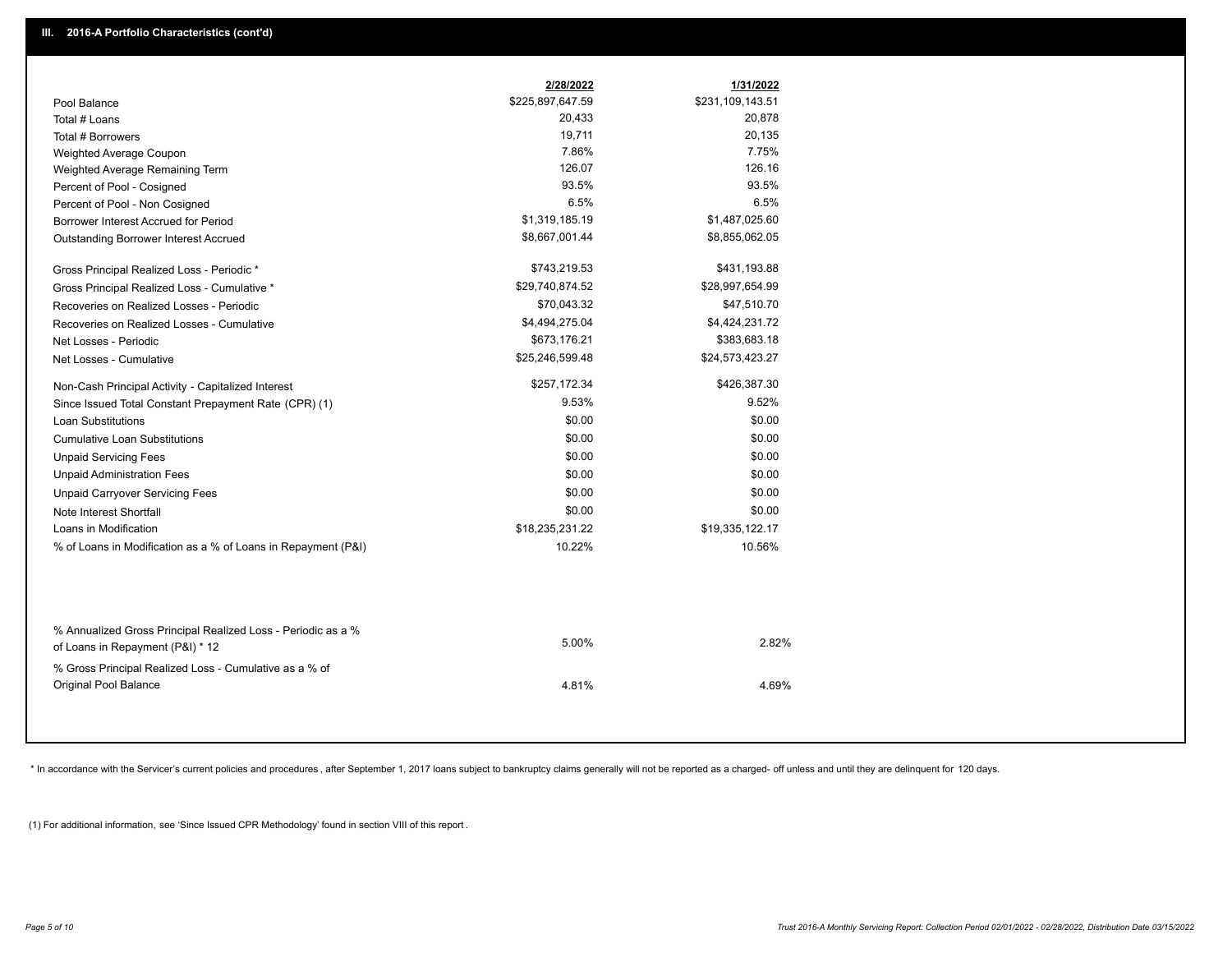## III. 2016-A Portfolio Characteristics (cont'd)

| | 2/28/2022 | 1/31/2022 |
|---|---|---|
| Pool Balance | $225,897,647.59 | $231,109,143.51 |
| Total # Loans | 20,433 | 20,878 |
| Total # Borrowers | 19,711 | 20,135 |
| Weighted Average Coupon | 7.86% | 7.75% |
| Weighted Average Remaining Term | 126.07 | 126.16 |
| Percent of Pool - Cosigned | 93.5% | 93.5% |
| Percent of Pool - Non Cosigned | 6.5% | 6.5% |
| Borrower Interest Accrued for Period | $1,319,185.19 | $1,487,025.60 |
| Outstanding Borrower Interest Accrued | $8,667,001.44 | $8,855,062.05 |
| Gross Principal Realized Loss - Periodic * | $743,219.53 | $431,193.88 |
| Gross Principal Realized Loss - Cumulative * | $29,740,874.52 | $28,997,654.99 |
| Recoveries on Realized Losses - Periodic | $70,043.32 | $47,510.70 |
| Recoveries on Realized Losses - Cumulative | $4,494,275.04 | $4,424,231.72 |
| Net Losses - Periodic | $673,176.21 | $383,683.18 |
| Net Losses - Cumulative | $25,246,599.48 | $24,573,423.27 |
| Non-Cash Principal Activity - Capitalized Interest | $257,172.34 | $426,387.30 |
| Since Issued Total Constant Prepayment Rate (CPR) (1) | 9.53% | 9.52% |
| Loan Substitutions | $0.00 | $0.00 |
| Cumulative Loan Substitutions | $0.00 | $0.00 |
| Unpaid Servicing Fees | $0.00 | $0.00 |
| Unpaid Administration Fees | $0.00 | $0.00 |
| Unpaid Carryover Servicing Fees | $0.00 | $0.00 |
| Note Interest Shortfall | $0.00 | $0.00 |
| Loans in Modification | $18,235,231.22 | $19,335,122.17 |
| % of Loans in Modification as a % of Loans in Repayment (P&I) | 10.22% | 10.56% |
| % Annualized Gross Principal Realized Loss - Periodic as a % of Loans in Repayment (P&I) * 12 | 5.00% | 2.82% |
| % Gross Principal Realized Loss - Cumulative as a % of Original Pool Balance | 4.81% | 4.69% |

* In accordance with the Servicer's current policies and procedures , after September 1, 2017 loans subject to bankruptcy claims generally will not be reported as a charged- off unless and until they are delinquent for 120 days.

(1) For additional information, see 'Since Issued CPR Methodology' found in section VIII of this report .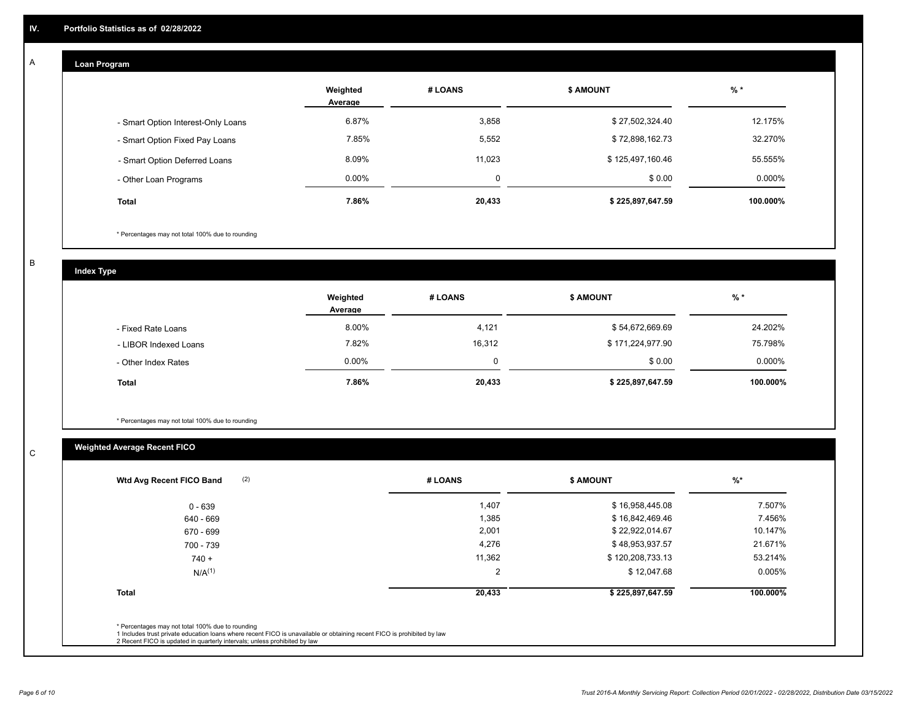## IV. Portfolio Statistics as of 02/28/2022

### A. Loan Program

| | Weighted Average | # LOANS | $ AMOUNT | % * |
|---|---|---|---|---|
| - Smart Option Interest-Only Loans | 6.87% | 3,858 | $ 27,502,324.40 | 12.175% |
| - Smart Option Fixed Pay Loans | 7.85% | 5,552 | $ 72,898,162.73 | 32.270% |
| - Smart Option Deferred Loans | 8.09% | 11,023 | $ 125,497,160.46 | 55.555% |
| - Other Loan Programs | 0.00% | 0 | $ 0.00 | 0.000% |
| **Total** | **7.86%** | **20,433** | **$ 225,897,647.59** | **100.000%** |

* Percentages may not total 100% due to rounding

### B. Index Type

| | Weighted Average | # LOANS | $ AMOUNT | % * |
|---|---|---|---|---|
| - Fixed Rate Loans | 8.00% | 4,121 | $ 54,672,669.69 | 24.202% |
| - LIBOR Indexed Loans | 7.82% | 16,312 | $ 171,224,977.90 | 75.798% |
| - Other Index Rates | 0.00% | 0 | $ 0.00 | 0.000% |
| **Total** | **7.86%** | **20,433** | **$ 225,897,647.59** | **100.000%** |

* Percentages may not total 100% due to rounding

### C. Weighted Average Recent FICO

| Wtd Avg Recent FICO Band (2) | # LOANS | $ AMOUNT | %* |
|---|---|---|---|
| 0 - 639 | 1,407 | $ 16,958,445.08 | 7.507% |
| 640 - 669 | 1,385 | $ 16,842,469.46 | 7.456% |
| 670 - 699 | 2,001 | $ 22,922,014.67 | 10.147% |
| 700 - 739 | 4,276 | $ 48,953,937.57 | 21.671% |
| 740 + | 11,362 | $ 120,208,733.13 | 53.214% |
| N/A(1) | 2 | $ 12,047.68 | 0.005% |
| **Total** | **20,433** | **$ 225,897,647.59** | **100.000%** |

* Percentages may not total 100% due to rounding
1 Includes trust private education loans where recent FICO is unavailable or obtaining recent FICO is prohibited by law
2 Recent FICO is updated in quarterly intervals; unless prohibited by law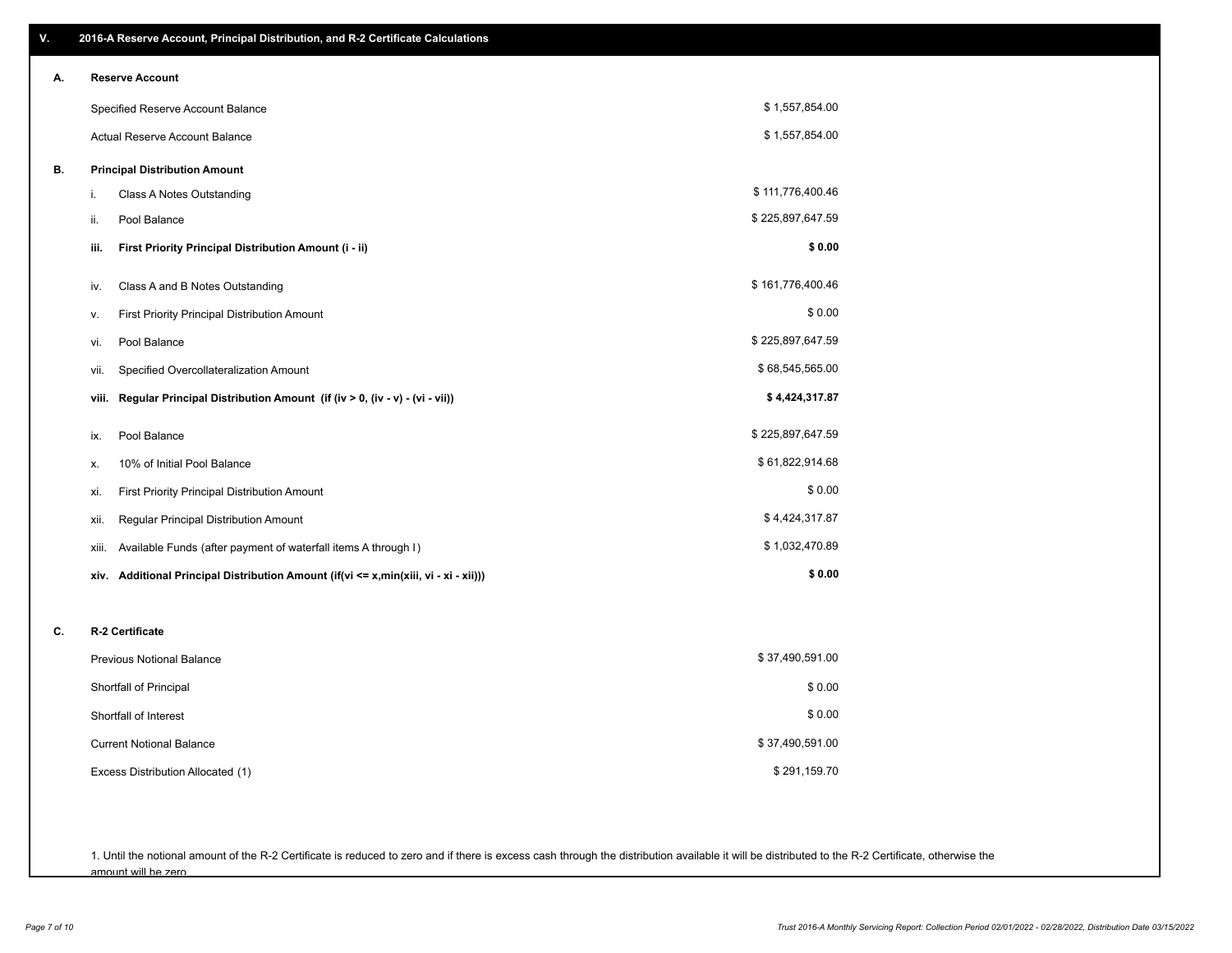## V. 2016-A Reserve Account, Principal Distribution, and R-2 Certificate Calculations

### A. Reserve Account

| | |
|---|---|
| Specified Reserve Account Balance | $ 1,557,854.00 |
| Actual Reserve Account Balance | $ 1,557,854.00 |

### B. Principal Distribution Amount

| | | |
|---|---|---|
| i. | Class A Notes Outstanding | $ 111,776,400.46 |
| ii. | Pool Balance | $ 225,897,647.59 |
| **iii.** | **First Priority Principal Distribution Amount (i - ii)** | **$ 0.00** |
| iv. | Class A and B Notes Outstanding | $ 161,776,400.46 |
| v. | First Priority Principal Distribution Amount | $ 0.00 |
| vi. | Pool Balance | $ 225,897,647.59 |
| vii. | Specified Overcollateralization Amount | $ 68,545,565.00 |
| **viii.** | **Regular Principal Distribution Amount (if (iv > 0, (iv - v) - (vi - vii))** | **$ 4,424,317.87** |
| ix. | Pool Balance | $ 225,897,647.59 |
| x. | 10% of Initial Pool Balance | $ 61,822,914.68 |
| xi. | First Priority Principal Distribution Amount | $ 0.00 |
| xii. | Regular Principal Distribution Amount | $ 4,424,317.87 |
| xiii. | Available Funds (after payment of waterfall items A through I) | $ 1,032,470.89 |
| **xiv.** | **Additional Principal Distribution Amount (if(vi <= x,min(xiii, vi - xi - xii)))** | **$ 0.00** |

### C. R-2 Certificate

| | |
|---|---|
| Previous Notional Balance | $ 37,490,591.00 |
| Shortfall of Principal | $ 0.00 |
| Shortfall of Interest | $ 0.00 |
| Current Notional Balance | $ 37,490,591.00 |
| Excess Distribution Allocated (1) | $ 291,159.70 |

1. Until the notional amount of the R-2 Certificate is reduced to zero and if there is excess cash through the distribution available it will be distributed to the R-2 Certificate, otherwise the amount will be zero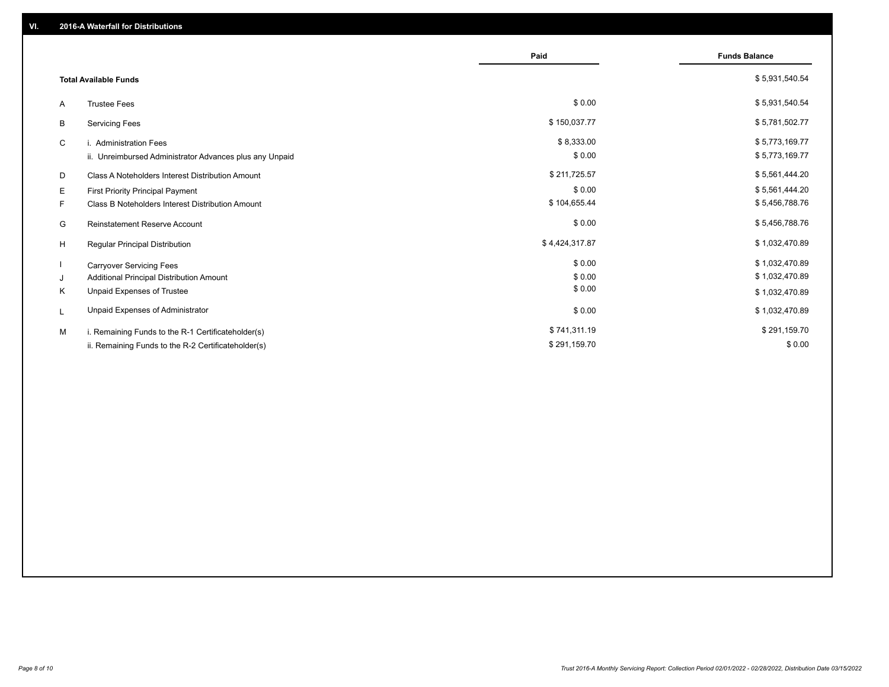## VI. 2016-A Waterfall for Distributions

| | | Paid | Funds Balance |
|---|---|---|---|
| | **Total Available Funds** | | $ 5,931,540.54 |
| A | Trustee Fees | $ 0.00 | $ 5,931,540.54 |
| B | Servicing Fees | $ 150,037.77 | $ 5,781,502.77 |
| C | i. Administration Fees | $ 8,333.00 | $ 5,773,169.77 |
| | ii. Unreimbursed Administrator Advances plus any Unpaid | $ 0.00 | $ 5,773,169.77 |
| D | Class A Noteholders Interest Distribution Amount | $ 211,725.57 | $ 5,561,444.20 |
| E | First Priority Principal Payment | $ 0.00 | $ 5,561,444.20 |
| F | Class B Noteholders Interest Distribution Amount | $ 104,655.44 | $ 5,456,788.76 |
| G | Reinstatement Reserve Account | $ 0.00 | $ 5,456,788.76 |
| H | Regular Principal Distribution | $ 4,424,317.87 | $ 1,032,470.89 |
| I | Carryover Servicing Fees | $ 0.00 | $ 1,032,470.89 |
| J | Additional Principal Distribution Amount | $ 0.00 | $ 1,032,470.89 |
| K | Unpaid Expenses of Trustee | $ 0.00 | $ 1,032,470.89 |
| L | Unpaid Expenses of Administrator | $ 0.00 | $ 1,032,470.89 |
| M | i. Remaining Funds to the R-1 Certificateholder(s) | $ 741,311.19 | $ 291,159.70 |
| | ii. Remaining Funds to the R-2 Certificateholder(s) | $ 291,159.70 | $ 0.00 |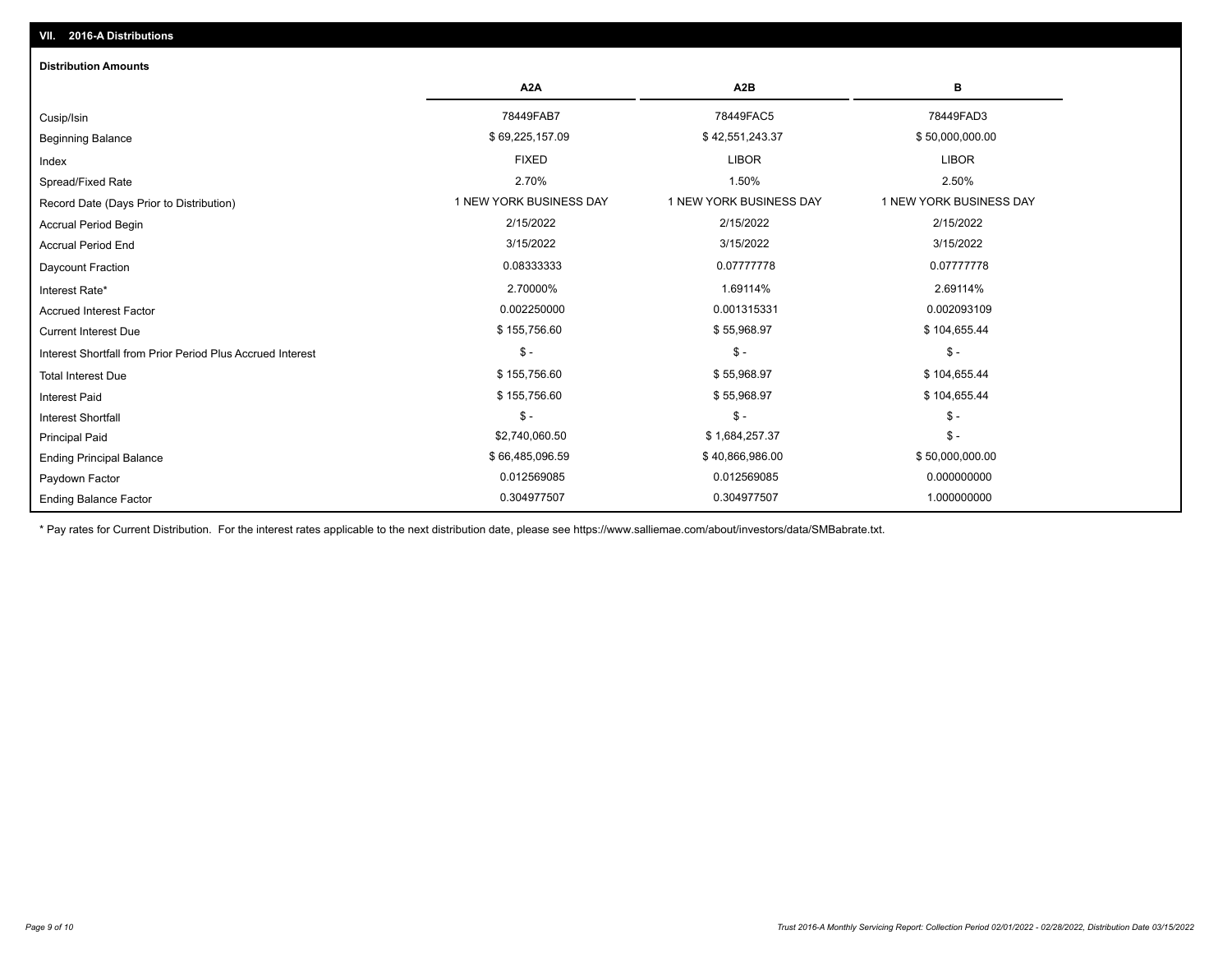## VII. 2016-A Distributions

### Distribution Amounts

| | A2A | A2B | B |
|---|---|---|---|
| Cusip/Isin | 78449FAB7 | 78449FAC5 | 78449FAD3 |
| Beginning Balance | $ 69,225,157.09 | $ 42,551,243.37 | $ 50,000,000.00 |
| Index | FIXED | LIBOR | LIBOR |
| Spread/Fixed Rate | 2.70% | 1.50% | 2.50% |
| Record Date (Days Prior to Distribution) | 1 NEW YORK BUSINESS DAY | 1 NEW YORK BUSINESS DAY | 1 NEW YORK BUSINESS DAY |
| Accrual Period Begin | 2/15/2022 | 2/15/2022 | 2/15/2022 |
| Accrual Period End | 3/15/2022 | 3/15/2022 | 3/15/2022 |
| Daycount Fraction | 0.08333333 | 0.07777778 | 0.07777778 |
| Interest Rate* | 2.70000% | 1.69114% | 2.69114% |
| Accrued Interest Factor | 0.002250000 | 0.001315331 | 0.002093109 |
| Current Interest Due | $ 155,756.60 | $ 55,968.97 | $ 104,655.44 |
| Interest Shortfall from Prior Period Plus Accrued Interest | $ - | $ - | $ - |
| Total Interest Due | $ 155,756.60 | $ 55,968.97 | $ 104,655.44 |
| Interest Paid | $ 155,756.60 | $ 55,968.97 | $ 104,655.44 |
| Interest Shortfall | $ - | $ - | $ - |
| Principal Paid | $2,740,060.50 | $ 1,684,257.37 | $ - |
| Ending Principal Balance | $ 66,485,096.59 | $ 40,866,986.00 | $ 50,000,000.00 |
| Paydown Factor | 0.012569085 | 0.012569085 | 0.000000000 |
| Ending Balance Factor | 0.304977507 | 0.304977507 | 1.000000000 |

* Pay rates for Current Distribution. For the interest rates applicable to the next distribution date, please see https://www.salliemae.com/about/investors/data/SMBabrate.txt.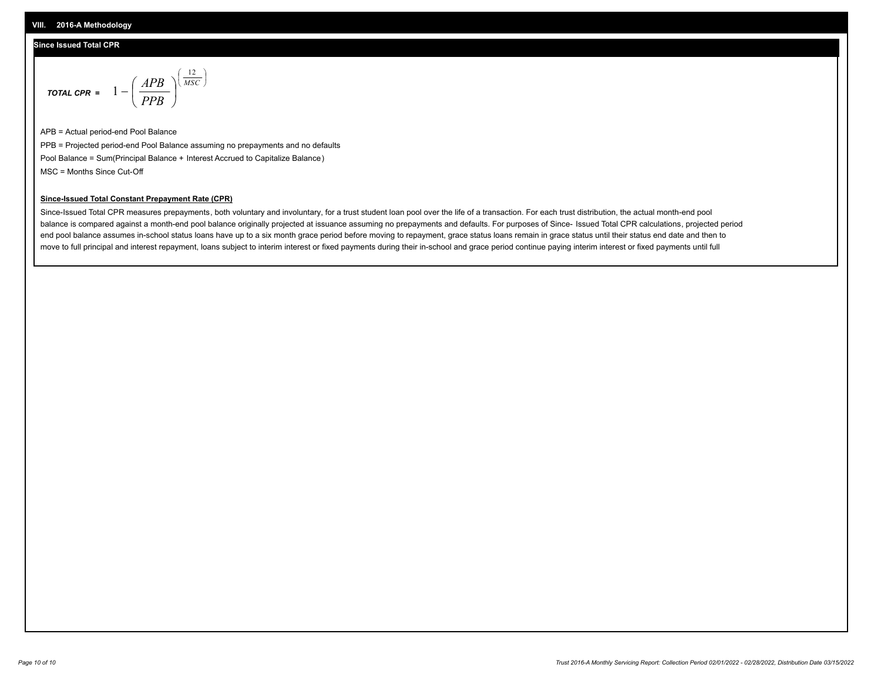## VIII. 2016-A Methodology

### Since Issued Total CPR

***TOTAL CPR =*** $$1 - \left( \frac{APB}{PPB} \right)^{\left( \frac{12}{MSC} \right)}$$

APB = Actual period-end Pool Balance

PPB = Projected period-end Pool Balance assuming no prepayments and no defaults

Pool Balance = Sum(Principal Balance + Interest Accrued to Capitalize Balance)

MSC = Months Since Cut-Off

**Since-Issued Total Constant Prepayment Rate (CPR)**

Since-Issued Total CPR measures prepayments, both voluntary and involuntary, for a trust student loan pool over the life of a transaction. For each trust distribution, the actual month-end pool balance is compared against a month-end pool balance originally projected at issuance assuming no prepayments and defaults. For purposes of Since- Issued Total CPR calculations, projected period end pool balance assumes in-school status loans have up to a six month grace period before moving to repayment, grace status loans remain in grace status until their status end date and then to move to full principal and interest repayment, loans subject to interim interest or fixed payments during their in-school and grace period continue paying interim interest or fixed payments until full